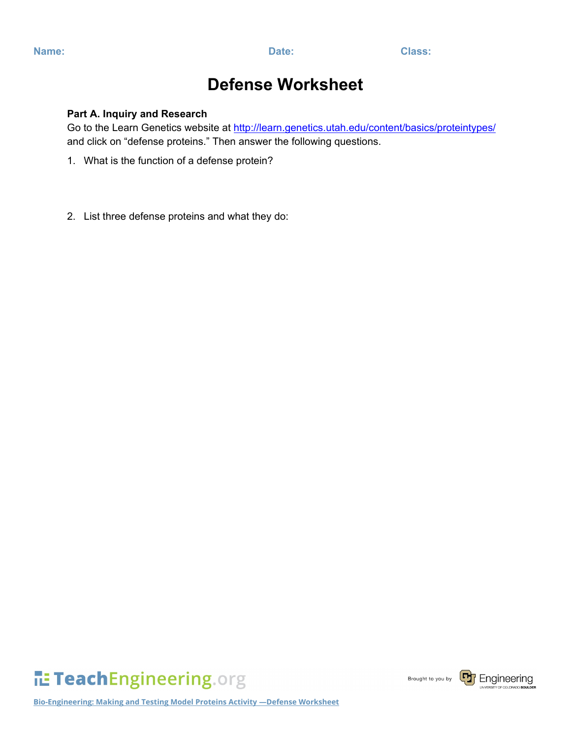Name: Date: Class:

# Defense Worksheet

**Part A. Inquiry and Research**

Go to the Learn Genetics website at [http://learn.genetics.utah.edu/content/basics/proteintypes/](http://learn.genetics.utah.edu/content/basics/proteintypes/) and click on "defense proteins." Then answer the following questions.

1. What is the function of a defense protein?

2. List three defense proteins and what they do: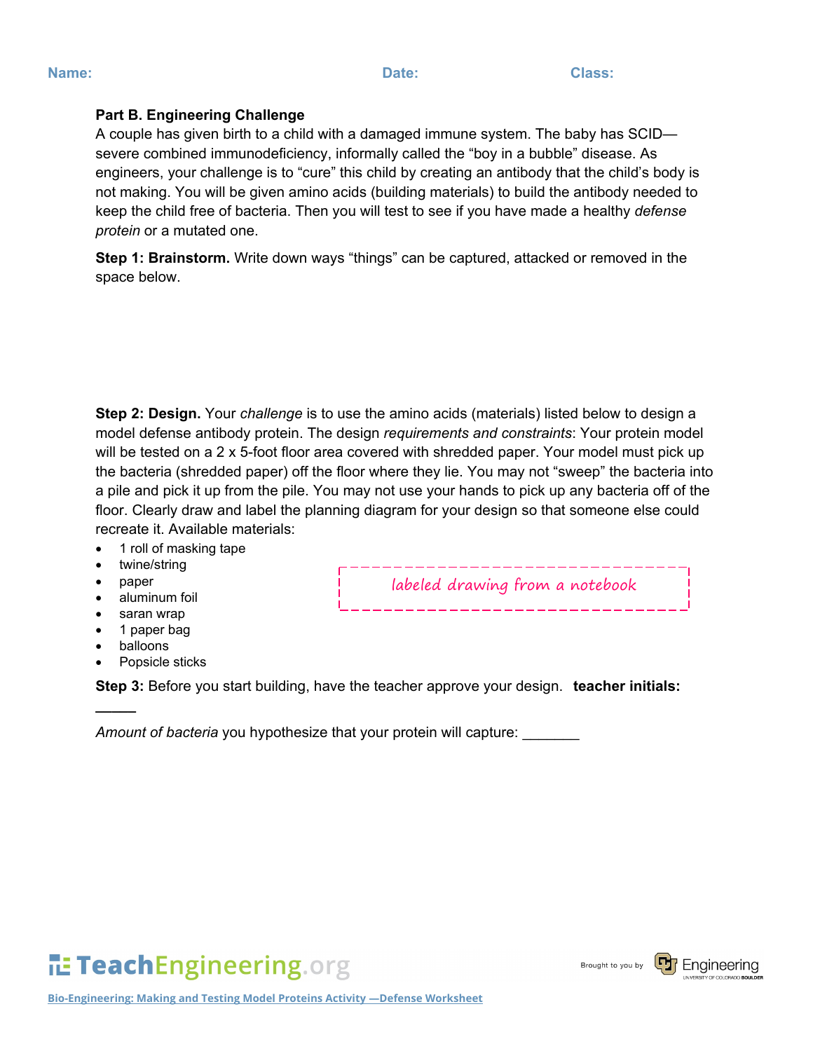**Name:** **Date:** **Class:**

**Part B. Engineering Challenge**

A couple has given birth to a child with a damaged immune system. The baby has SCID—severe combined immunodeficiency, informally called the "boy in a bubble" disease. As engineers, your challenge is to "cure" this child by creating an antibody that the child's body is not making. You will be given amino acids (building materials) to build the antibody needed to keep the child free of bacteria. Then you will test to see if you have made a healthy *defense protein* or a mutated one.

**Step 1: Brainstorm.** Write down ways "things" can be captured, attacked or removed in the space below.

**Step 2: Design.** Your *challenge* is to use the amino acids (materials) listed below to design a model defense antibody protein. The design *requirements and constraints*: Your protein model will be tested on a 2 x 5-foot floor area covered with shredded paper. Your model must pick up the bacteria (shredded paper) off the floor where they lie. You may not "sweep" the bacteria into a pile and pick it up from the pile. You may not use your hands to pick up any bacteria off of the floor. Clearly draw and label the planning diagram for your design so that someone else could recreate it. Available materials:

- 1 roll of masking tape
- twine/string
- paper
- aluminum foil
- saran wrap
- 1 paper bag
- balloons
- Popsicle sticks

labeled drawing from a notebook

**Step 3:** Before you start building, have the teacher approve your design. **teacher initials: \_\_\_\_\_**

*Amount of bacteria* you hypothesize that your protein will capture: \_\_\_\_\_\_\_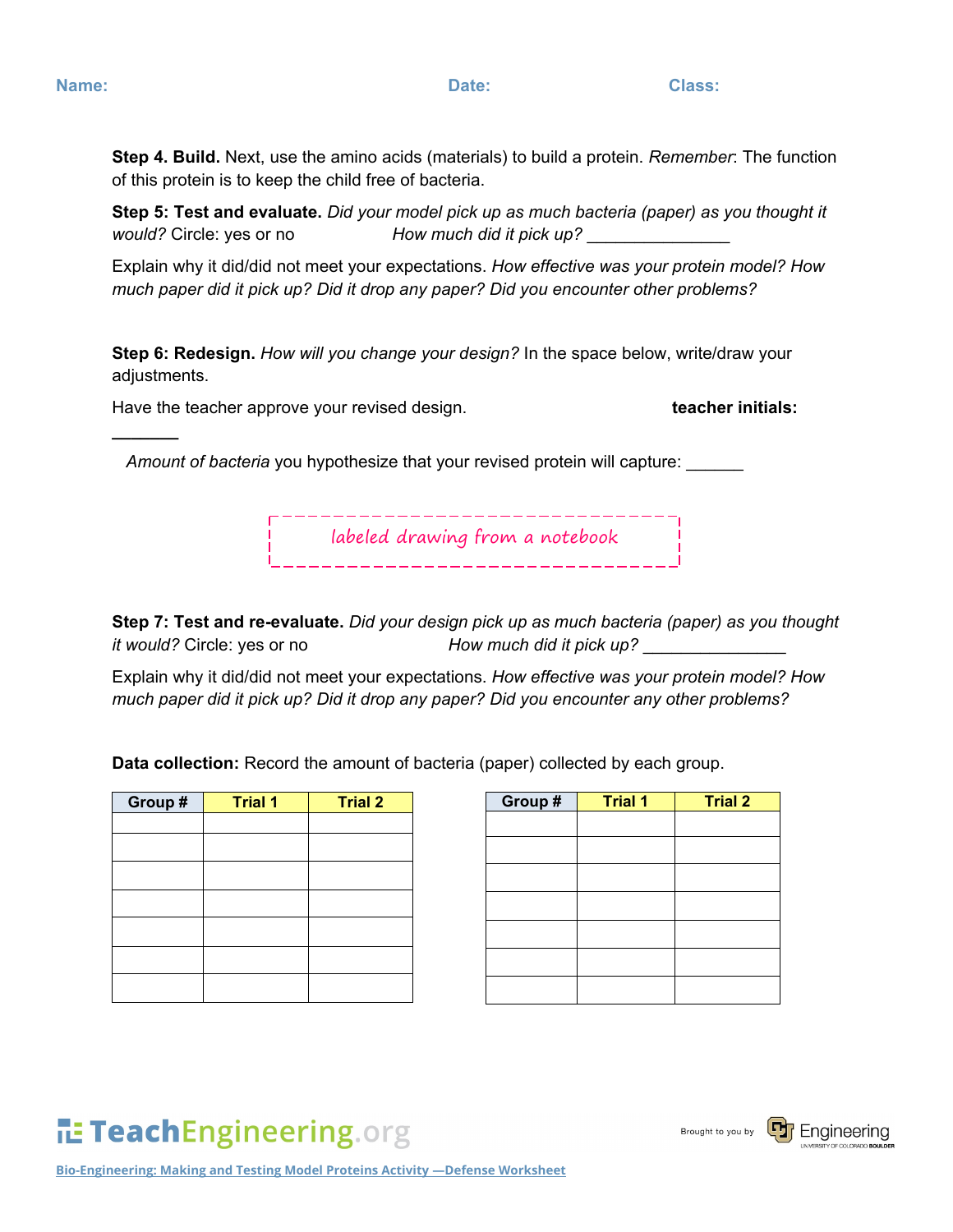**Name:** **Date:** **Class:**

**Step 4. Build.** Next, use the amino acids (materials) to build a protein. *Remember*: The function of this protein is to keep the child free of bacteria.

**Step 5: Test and evaluate.** *Did your model pick up as much bacteria (paper) as you thought it would?* Circle: yes or no *How much did it pick up?* _______________

Explain why it did/did not meet your expectations. *How effective was your protein model? How much paper did it pick up? Did it drop any paper? Did you encounter other problems?*

**Step 6: Redesign.** *How will you change your design?* In the space below, write/draw your adjustments.

Have the teacher approve your revised design. **teacher initials:** _______

*Amount of bacteria* you hypothesize that your revised protein will capture: ______

labeled drawing from a notebook

**Step 7: Test and re-evaluate.** *Did your design pick up as much bacteria (paper) as you thought it would?* Circle: yes or no *How much did it pick up?* _______________

Explain why it did/did not meet your expectations. *How effective was your protein model? How much paper did it pick up? Did it drop any paper? Did you encounter any other problems?*

**Data collection:** Record the amount of bacteria (paper) collected by each group.

| Group # | Trial 1 | Trial 2 |
|---|---|---|
| | | |
| | | |
| | | |
| | | |
| | | |
| | | |
| | | |

| Group # | Trial 1 | Trial 2 |
|---|---|---|
| | | |
| | | |
| | | |
| | | |
| | | |
| | | |
| | | |

Bio-Engineering: Making and Testing Model Proteins Activity —Defense Worksheet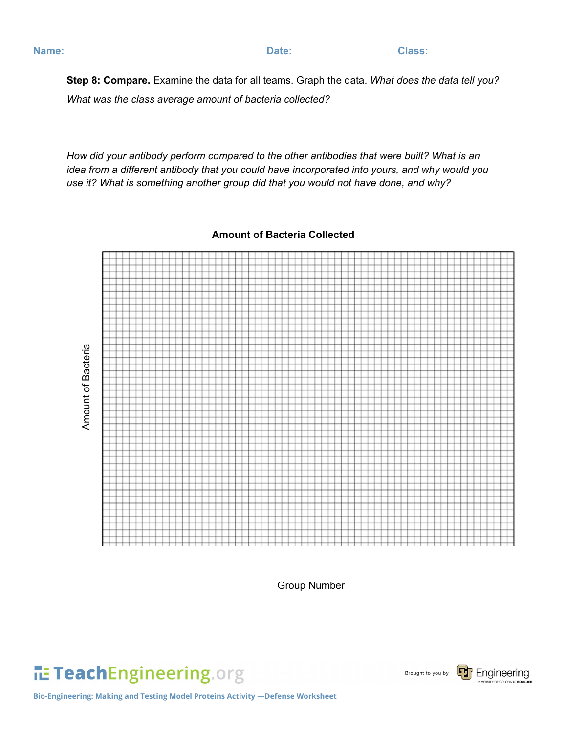**Name:** **Date:** **Class:**

**Step 8: Compare.** Examine the data for all teams. Graph the data. *What does the data tell you?*

*What was the class average amount of bacteria collected?*

*How did your antibody perform compared to the other antibodies that were built? What is an idea from a different antibody that you could have incorporated into yours, and why would you use it? What is something another group did that you would not have done, and why?*

**Amount of Bacteria Collected**

Amount of Bacteria

Group Number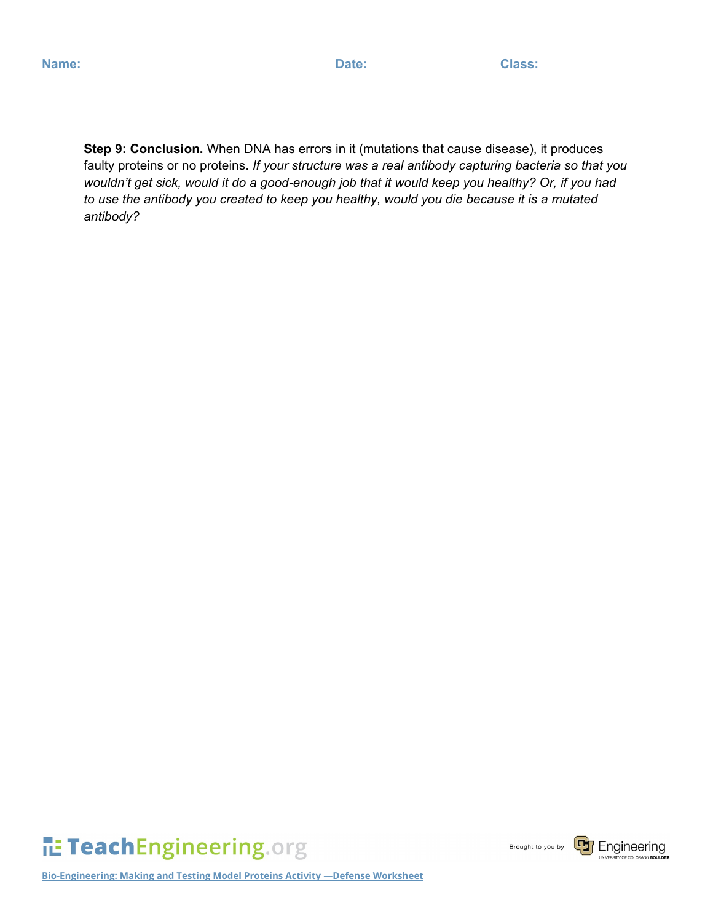**Name:** **Date:** **Class:**

**Step 9: Conclusion.** When DNA has errors in it (mutations that cause disease), it produces faulty proteins or no proteins. *If your structure was a real antibody capturing bacteria so that you wouldn't get sick, would it do a good-enough job that it would keep you healthy? Or, if you had to use the antibody you created to keep you healthy, would you die because it is a mutated antibody?*